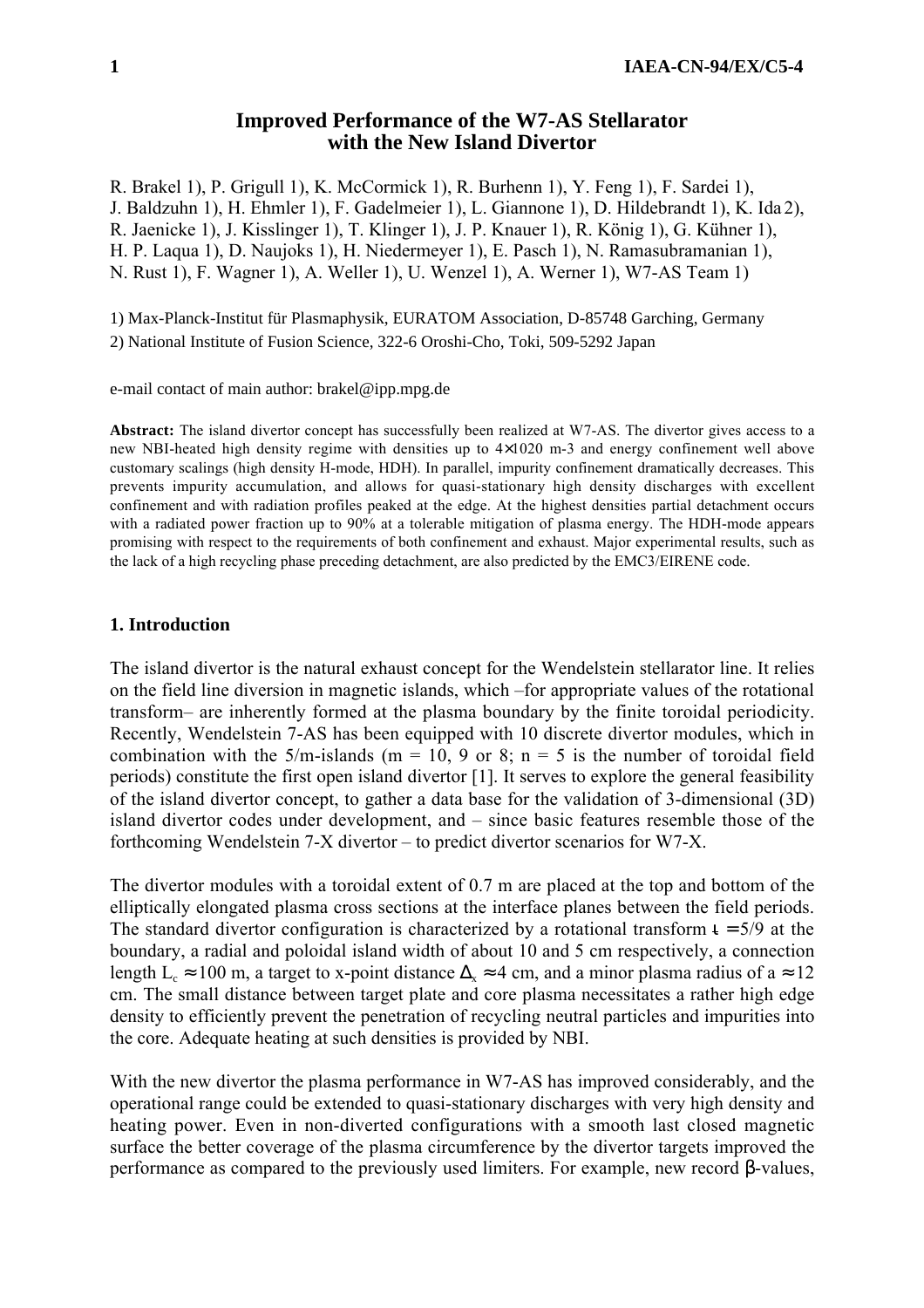# Improved Performance of the W7-AS Stellarator with the New Island Divertor

R. Brakel 1), P. Grigull 1), K. McCormick 1), R. Burhenn 1), Y. Feng 1), F. Sardei 1), J. Baldzuhn 1), H. Ehmler 1), F. Gadelmeier 1), L. Giannone 1), D. Hildebrandt 1), K. Ida 2), R. Jaenicke 1), J. Kisslinger 1), T. Klinger 1), J. P. Knauer 1), R. König 1), G. Kühner 1), H. P. Laqua 1), D. Naujoks 1), H. Niedermeyer 1), E. Pasch 1), N. Ramasubramanian 1), N. Rust 1), F. Wagner 1), A. Weller 1), U. Wenzel 1), A. Werner 1), W7-AS Team 1)

1) Max-Planck-Institut für Plasmaphysik, EURATOM Association, D-85748 Garching, Germany

2) National Institute of Fusion Science, 322-6 Oroshi-Cho, Toki, 509-5292 Japan

e-mail contact of main author: brakel@ipp.mpg.de

**Abstract:** The island divertor concept has successfully been realized at W7-AS. The divertor gives access to a new NBI-heated high density regime with densities up to $4\times10^{20}$ m-3 and energy confinement well above customary scalings (high density H-mode, HDH). In parallel, impurity confinement dramatically decreases. This prevents impurity accumulation, and allows for quasi-stationary high density discharges with excellent confinement and with radiation profiles peaked at the edge. At the highest densities partial detachment occurs with a radiated power fraction up to 90% at a tolerable mitigation of plasma energy. The HDH-mode appears promising with respect to the requirements of both confinement and exhaust. Major experimental results, such as the lack of a high recycling phase preceding detachment, are also predicted by the EMC3/EIRENE code.

## 1. Introduction

The island divertor is the natural exhaust concept for the Wendelstein stellarator line. It relies on the field line diversion in magnetic islands, which –for appropriate values of the rotational transform– are inherently formed at the plasma boundary by the finite toroidal periodicity. Recently, Wendelstein 7-AS has been equipped with 10 discrete divertor modules, which in combination with the 5/m-islands (m = 10, 9 or 8; n = 5 is the number of toroidal field periods) constitute the first open island divertor [1]. It serves to explore the general feasibility of the island divertor concept, to gather a data base for the validation of 3-dimensional (3D) island divertor codes under development, and – since basic features resemble those of the forthcoming Wendelstein 7-X divertor – to predict divertor scenarios for W7-X.

The divertor modules with a toroidal extent of 0.7 m are placed at the top and bottom of the elliptically elongated plasma cross sections at the interface planes between the field periods. The standard divertor configuration is characterized by a rotational transform $\iota = 5/9$ at the boundary, a radial and poloidal island width of about 10 and 5 cm respectively, a connection length $L_c \approx 100$ m, a target to x-point distance $\Delta_x \approx 4$ cm, and a minor plasma radius of $a \approx 12$ cm. The small distance between target plate and core plasma necessitates a rather high edge density to efficiently prevent the penetration of recycling neutral particles and impurities into the core. Adequate heating at such densities is provided by NBI.

With the new divertor the plasma performance in W7-AS has improved considerably, and the operational range could be extended to quasi-stationary discharges with very high density and heating power. Even in non-diverted configurations with a smooth last closed magnetic surface the better coverage of the plasma circumference by the divertor targets improved the performance as compared to the previously used limiters. For example, new record $\beta$-values,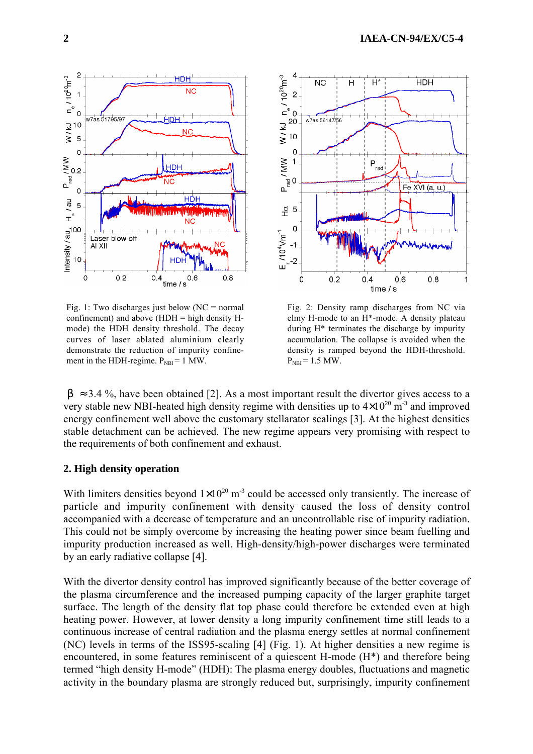Fig. 1: Two discharges just below (NC = normal confinement) and above (HDH = high density H-mode) the HDH density threshold. The decay curves of laser ablated aluminium clearly demonstrate the reduction of impurity confinement in the HDH-regime. $P_{NBI}$ = 1 MW.

Fig. 2: Density ramp discharges from NC via elmy H-mode to an H*-mode. A density plateau during H* terminates the discharge by impurity accumulation. The collapse is avoided when the density is ramped beyond the HDH-threshold. $P_{NBI}$ = 1.5 MW.

$\beta \approx 3.4$ %, have been obtained [2]. As a most important result the divertor gives access to a very stable new NBI-heated high density regime with densities up to $4\times10^{20}$ m$^{-3}$ and improved energy confinement well above the customary stellarator scalings [3]. At the highest densities stable detachment can be achieved. The new regime appears very promising with respect to the requirements of both confinement and exhaust.

## 2. High density operation

With limiters densities beyond $1\times10^{20}$ m$^{-3}$ could be accessed only transiently. The increase of particle and impurity confinement with density caused the loss of density control accompanied with a decrease of temperature and an uncontrollable rise of impurity radiation. This could not be simply overcome by increasing the heating power since beam fuelling and impurity production increased as well. High-density/high-power discharges were terminated by an early radiative collapse [4].

With the divertor density control has improved significantly because of the better coverage of the plasma circumference and the increased pumping capacity of the larger graphite target surface. The length of the density flat top phase could therefore be extended even at high heating power. However, at lower density a long impurity confinement time still leads to a continuous increase of central radiation and the plasma energy settles at normal confinement (NC) levels in terms of the ISS95-scaling [4] (Fig. 1). At higher densities a new regime is encountered, in some features reminiscent of a quiescent H-mode (H*) and therefore being termed "high density H-mode" (HDH): The plasma energy doubles, fluctuations and magnetic activity in the boundary plasma are strongly reduced but, surprisingly, impurity confinement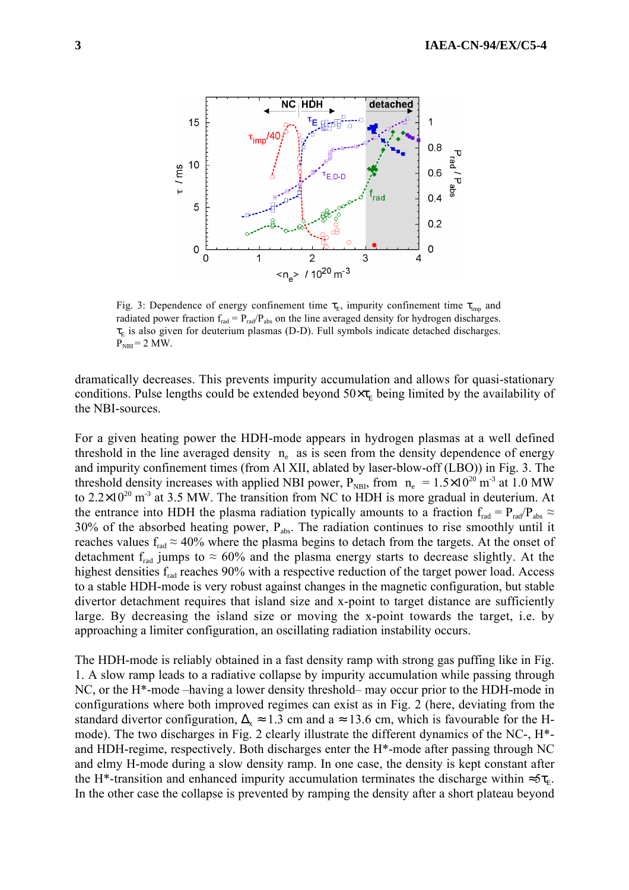Fig. 3: Dependence of energy confinement time $\tau_E$, impurity confinement time $\tau_{imp}$ and radiated power fraction $f_{rad} = P_{rad}/P_{abs}$ on the line averaged density for hydrogen discharges. $\tau_E$ is also given for deuterium plasmas (D-D). Full symbols indicate detached discharges. $P_{NBI} = 2$ MW.

dramatically decreases. This prevents impurity accumulation and allows for quasi-stationary conditions. Pulse lengths could be extended beyond $50\times\tau_E$ being limited by the availability of the NBI-sources.

For a given heating power the HDH-mode appears in hydrogen plasmas at a well defined threshold in the line averaged density $\bar{n}_e$ as is seen from the density dependence of energy and impurity confinement times (from Al XII, ablated by laser-blow-off (LBO)) in Fig. 3. The threshold density increases with applied NBI power, $P_{NBI}$, from $\bar{n}_e = 1.5\times10^{20}$ m$^{-3}$ at 1.0 MW to $2.2\times10^{20}$ m$^{-3}$ at 3.5 MW. The transition from NC to HDH is more gradual in deuterium. At the entrance into HDH the plasma radiation typically amounts to a fraction $f_{rad} = P_{rad}/P_{abs} \approx 30\%$ of the absorbed heating power, $P_{abs}$. The radiation continues to rise smoothly until it reaches values $f_{rad} \approx 40\%$ where the plasma begins to detach from the targets. At the onset of detachment $f_{rad}$ jumps to $\approx 60\%$ and the plasma energy starts to decrease slightly. At the highest densities $f_{rad}$ reaches 90% with a respective reduction of the target power load. Access to a stable HDH-mode is very robust against changes in the magnetic configuration, but stable divertor detachment requires that island size and x-point to target distance are sufficiently large. By decreasing the island size or moving the x-point towards the target, i.e. by approaching a limiter configuration, an oscillating radiation instability occurs.

The HDH-mode is reliably obtained in a fast density ramp with strong gas puffing like in Fig. 1. A slow ramp leads to a radiative collapse by impurity accumulation while passing through NC, or the H*-mode –having a lower density threshold– may occur prior to the HDH-mode in configurations where both improved regimes can exist as in Fig. 2 (here, deviating from the standard divertor configuration, $\Delta_x \approx 1.3$ cm and $a \approx 13.6$ cm, which is favourable for the H-mode). The two discharges in Fig. 2 clearly illustrate the different dynamics of the NC-, H*- and HDH-regime, respectively. Both discharges enter the H*-mode after passing through NC and elmy H-mode during a slow density ramp. In one case, the density is kept constant after the H*-transition and enhanced impurity accumulation terminates the discharge within $\approx 5\tau_E$. In the other case the collapse is prevented by ramping the density after a short plateau beyond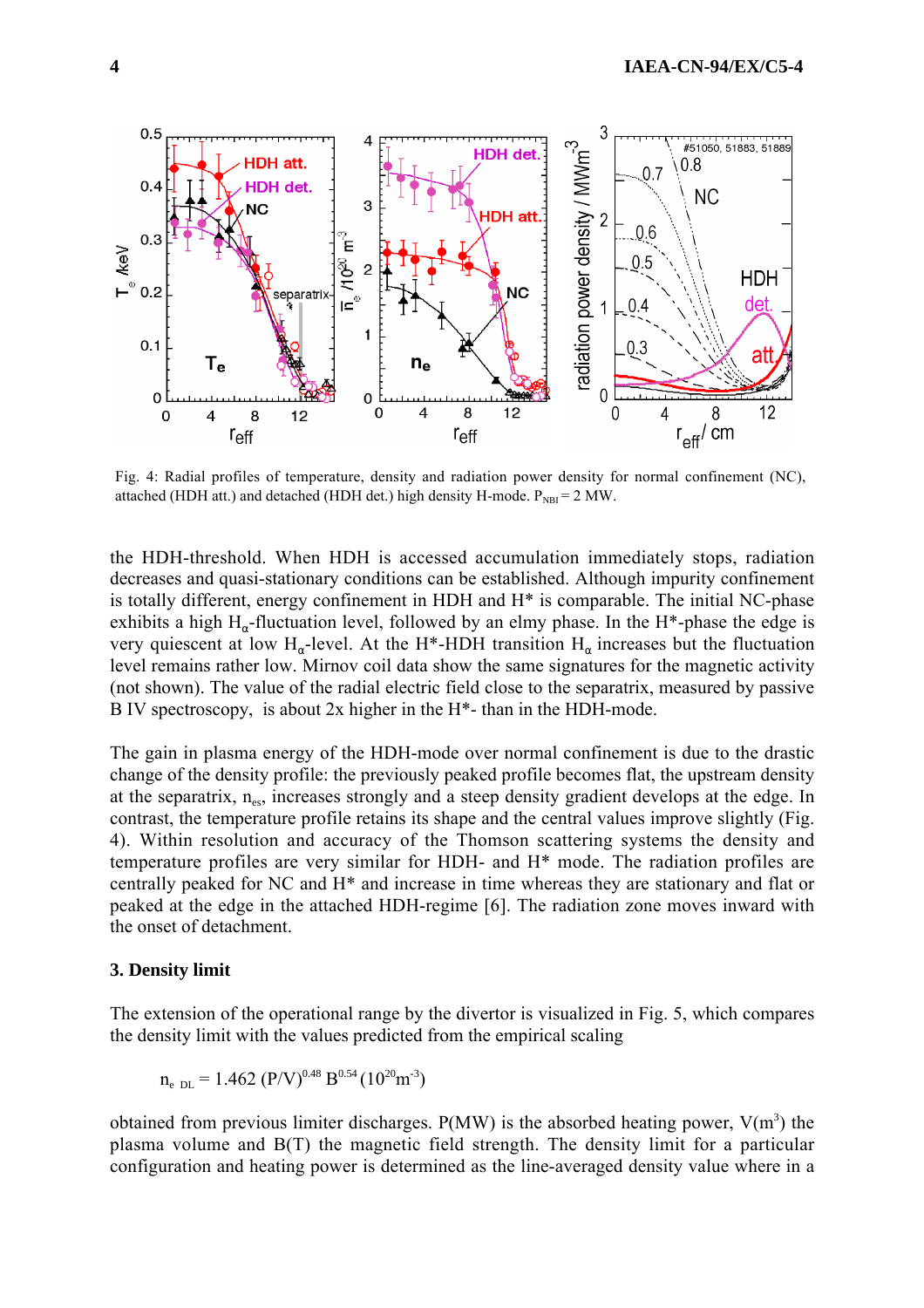Fig. 4: Radial profiles of temperature, density and radiation power density for normal confinement (NC), attached (HDH att.) and detached (HDH det.) high density H-mode. $P_{NBI} = 2$ MW.

the HDH-threshold. When HDH is accessed accumulation immediately stops, radiation decreases and quasi-stationary conditions can be established. Although impurity confinement is totally different, energy confinement in HDH and H* is comparable. The initial NC-phase exhibits a high $H_\alpha$-fluctuation level, followed by an elmy phase. In the H*-phase the edge is very quiescent at low $H_\alpha$-level. At the H*-HDH transition $H_\alpha$ increases but the fluctuation level remains rather low. Mirnov coil data show the same signatures for the magnetic activity (not shown). The value of the radial electric field close to the separatrix, measured by passive B IV spectroscopy, is about 2x higher in the H*- than in the HDH-mode.

The gain in plasma energy of the HDH-mode over normal confinement is due to the drastic change of the density profile: the previously peaked profile becomes flat, the upstream density at the separatrix, $n_{es}$, increases strongly and a steep density gradient develops at the edge. In contrast, the temperature profile retains its shape and the central values improve slightly (Fig. 4). Within resolution and accuracy of the Thomson scattering systems the density and temperature profiles are very similar for HDH- and H* mode. The radiation profiles are centrally peaked for NC and H* and increase in time whereas they are stationary and flat or peaked at the edge in the attached HDH-regime [6]. The radiation zone moves inward with the onset of detachment.

### 3. Density limit

The extension of the operational range by the divertor is visualized in Fig. 5, which compares the density limit with the values predicted from the empirical scaling

$$n_{e\ DL} = 1.462\ (P/V)^{0.48}\ B^{0.54}\ (10^{20}\text{m}^{-3})$$

obtained from previous limiter discharges. P(MW) is the absorbed heating power, V($\text{m}^3$) the plasma volume and B(T) the magnetic field strength. The density limit for a particular configuration and heating power is determined as the line-averaged density value where in a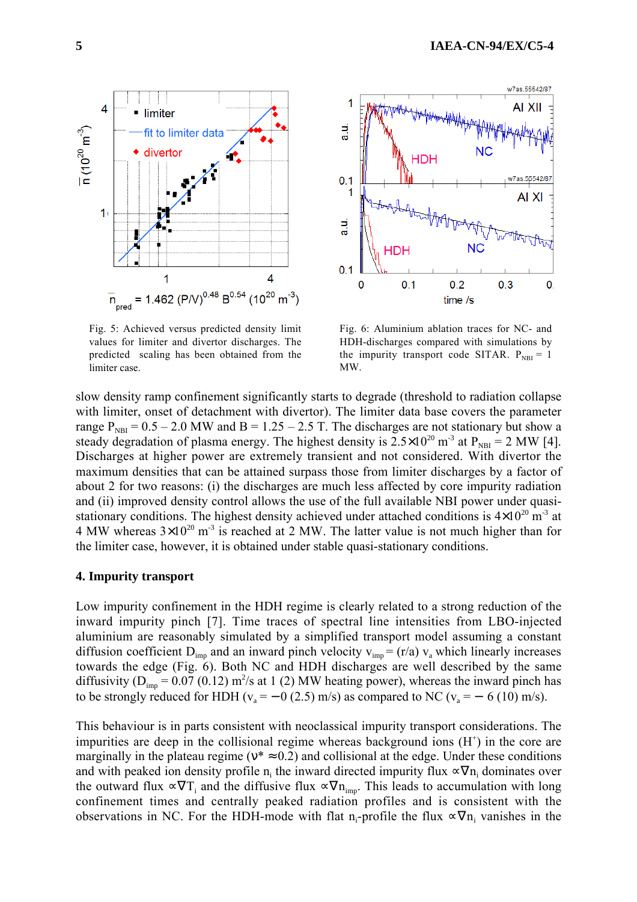Fig. 5: Achieved versus predicted density limit values for limiter and divertor discharges. The predicted scaling has been obtained from the limiter case.

Fig. 6: Aluminium ablation traces for NC- and HDH-discharges compared with simulations by the impurity transport code SITAR. $P_{NBI}$ = 1 MW.

slow density ramp confinement significantly starts to degrade (threshold to radiation collapse with limiter, onset of detachment with divertor). The limiter data base covers the parameter range $P_{NBI}$ = 0.5 – 2.0 MW and B = 1.25 – 2.5 T. The discharges are not stationary but show a steady degradation of plasma energy. The highest density is $2.5\times10^{20}$ m$^{-3}$ at $P_{NBI}$ = 2 MW [4]. Discharges at higher power are extremely transient and not considered. With divertor the maximum densities that can be attained surpass those from limiter discharges by a factor of about 2 for two reasons: (i) the discharges are much less affected by core impurity radiation and (ii) improved density control allows the use of the full available NBI power under quasi-stationary conditions. The highest density achieved under attached conditions is $4\times10^{20}$ m$^{-3}$ at 4 MW whereas $3\times10^{20}$ m$^{-3}$ is reached at 2 MW. The latter value is not much higher than for the limiter case, however, it is obtained under stable quasi-stationary conditions.

## 4. Impurity transport

Low impurity confinement in the HDH regime is clearly related to a strong reduction of the inward impurity pinch [7]. Time traces of spectral line intensities from LBO-injected aluminium are reasonably simulated by a simplified transport model assuming a constant diffusion coefficient $D_{imp}$ and an inward pinch velocity $v_{imp} = (r/a)\, v_a$ which linearly increases towards the edge (Fig. 6). Both NC and HDH discharges are well described by the same diffusivity ($D_{imp}$ = 0.07 (0.12) m$^2$/s at 1 (2) MW heating power), whereas the inward pinch has to be strongly reduced for HDH ($v_a = -0$ (2.5) m/s) as compared to NC ($v_a = -6$ (10) m/s).

This behaviour is in parts consistent with neoclassical impurity transport considerations. The impurities are deep in the collisional regime whereas background ions ($H^+$) in the core are marginally in the plateau regime ($\nu^* \approx 0.2$) and collisional at the edge. Under these conditions and with peaked ion density profile $n_i$ the inward directed impurity flux $\propto \nabla n_i$ dominates over the outward flux $\propto \nabla T_i$ and the diffusive flux $\propto \nabla n_{imp}$. This leads to accumulation with long confinement times and centrally peaked radiation profiles and is consistent with the observations in NC. For the HDH-mode with flat $n_i$-profile the flux $\propto \nabla n_i$ vanishes in the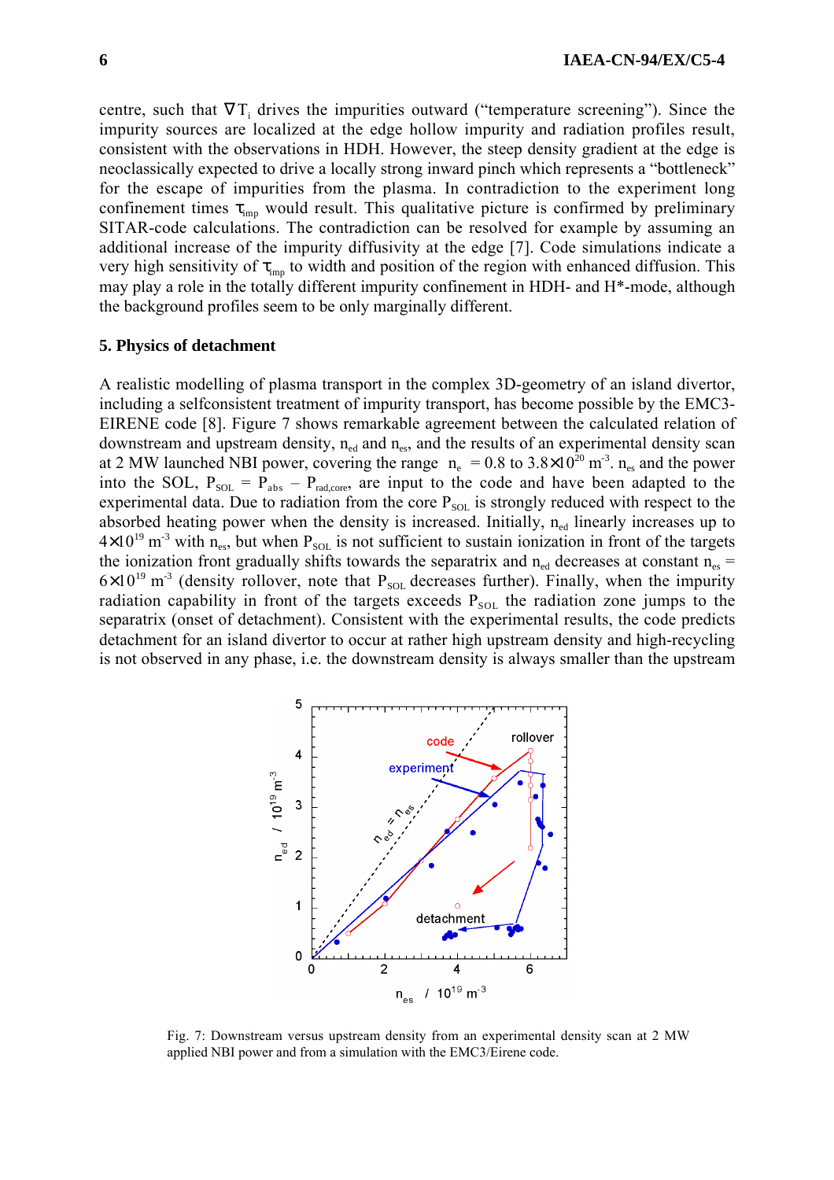centre, such that $\nabla T_i$ drives the impurities outward ("temperature screening"). Since the impurity sources are localized at the edge hollow impurity and radiation profiles result, consistent with the observations in HDH. However, the steep density gradient at the edge is neoclassically expected to drive a locally strong inward pinch which represents a "bottleneck" for the escape of impurities from the plasma. In contradiction to the experiment long confinement times $\tau_{imp}$ would result. This qualitative picture is confirmed by preliminary SITAR-code calculations. The contradiction can be resolved for example by assuming an additional increase of the impurity diffusivity at the edge [7]. Code simulations indicate a very high sensitivity of $\tau_{imp}$ to width and position of the region with enhanced diffusion. This may play a role in the totally different impurity confinement in HDH- and H*-mode, although the background profiles seem to be only marginally different.

## 5. Physics of detachment

A realistic modelling of plasma transport in the complex 3D-geometry of an island divertor, including a selfconsistent treatment of impurity transport, has become possible by the EMC3-EIRENE code [8]. Figure 7 shows remarkable agreement between the calculated relation of downstream and upstream density, $n_{ed}$ and $n_{es}$, and the results of an experimental density scan at 2 MW launched NBI power, covering the range $\bar{n}_e = 0.8$ to $3.8\times10^{20}$ m$^{-3}$. $n_{es}$ and the power into the SOL, $P_{SOL} = P_{abs} - P_{rad,core}$, are input to the code and have been adapted to the experimental data. Due to radiation from the core $P_{SOL}$ is strongly reduced with respect to the absorbed heating power when the density is increased. Initially, $n_{ed}$ linearly increases up to $4\times10^{19}$ m$^{-3}$ with $n_{es}$, but when $P_{SOL}$ is not sufficient to sustain ionization in front of the targets the ionization front gradually shifts towards the separatrix and $n_{ed}$ decreases at constant $n_{es} = 6\times10^{19}$ m$^{-3}$ (density rollover, note that $P_{SOL}$ decreases further). Finally, when the impurity radiation capability in front of the targets exceeds $P_{SOL}$ the radiation zone jumps to the separatrix (onset of detachment). Consistent with the experimental results, the code predicts detachment for an island divertor to occur at rather high upstream density and high-recycling is not observed in any phase, i.e. the downstream density is always smaller than the upstream

Fig. 7: Downstream versus upstream density from an experimental density scan at 2 MW applied NBI power and from a simulation with the EMC3/Eirene code.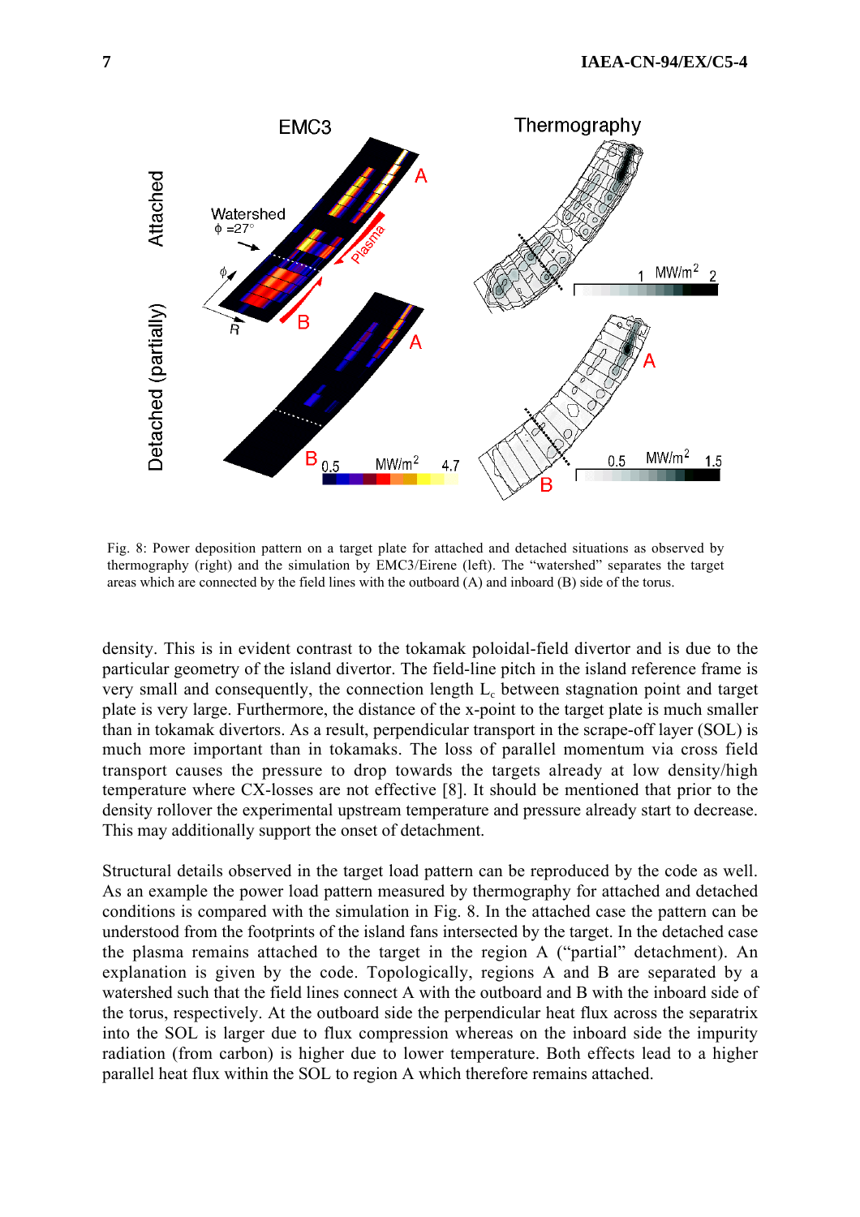Fig. 8: Power deposition pattern on a target plate for attached and detached situations as observed by thermography (right) and the simulation by EMC3/Eirene (left). The "watershed" separates the target areas which are connected by the field lines with the outboard (A) and inboard (B) side of the torus.

density. This is in evident contrast to the tokamak poloidal-field divertor and is due to the particular geometry of the island divertor. The field-line pitch in the island reference frame is very small and consequently, the connection length $L_c$ between stagnation point and target plate is very large. Furthermore, the distance of the x-point to the target plate is much smaller than in tokamak divertors. As a result, perpendicular transport in the scrape-off layer (SOL) is much more important than in tokamaks. The loss of parallel momentum via cross field transport causes the pressure to drop towards the targets already at low density/high temperature where CX-losses are not effective [8]. It should be mentioned that prior to the density rollover the experimental upstream temperature and pressure already start to decrease. This may additionally support the onset of detachment.

Structural details observed in the target load pattern can be reproduced by the code as well. As an example the power load pattern measured by thermography for attached and detached conditions is compared with the simulation in Fig. 8. In the attached case the pattern can be understood from the footprints of the island fans intersected by the target. In the detached case the plasma remains attached to the target in the region A ("partial" detachment). An explanation is given by the code. Topologically, regions A and B are separated by a watershed such that the field lines connect A with the outboard and B with the inboard side of the torus, respectively. At the outboard side the perpendicular heat flux across the separatrix into the SOL is larger due to flux compression whereas on the inboard side the impurity radiation (from carbon) is higher due to lower temperature. Both effects lead to a higher parallel heat flux within the SOL to region A which therefore remains attached.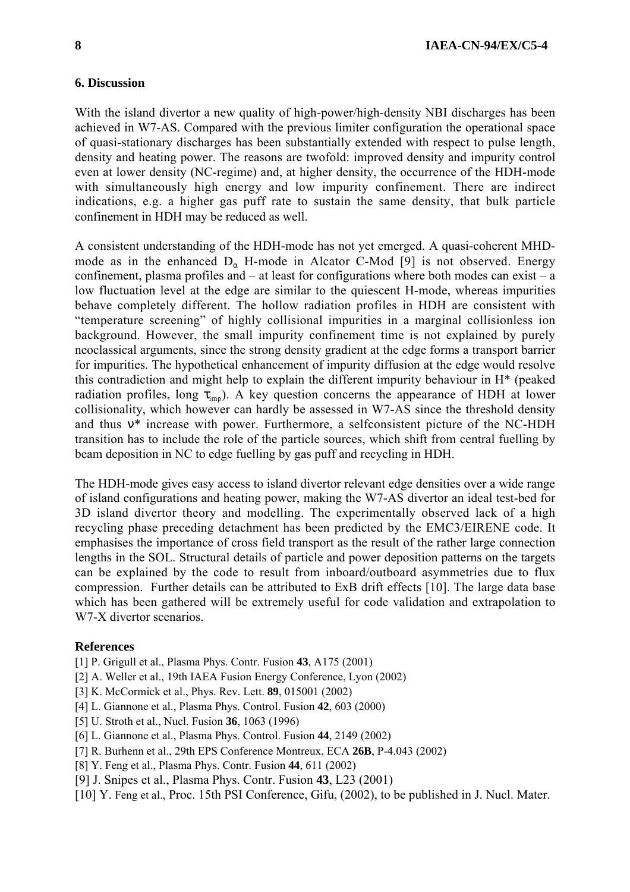## 6. Discussion

With the island divertor a new quality of high-power/high-density NBI discharges has been achieved in W7-AS. Compared with the previous limiter configuration the operational space of quasi-stationary discharges has been substantially extended with respect to pulse length, density and heating power. The reasons are twofold: improved density and impurity control even at lower density (NC-regime) and, at higher density, the occurrence of the HDH-mode with simultaneously high energy and low impurity confinement. There are indirect indications, e.g. a higher gas puff rate to sustain the same density, that bulk particle confinement in HDH may be reduced as well.

A consistent understanding of the HDH-mode has not yet emerged. A quasi-coherent MHD-mode as in the enhanced $D_\alpha$ H-mode in Alcator C-Mod [9] is not observed. Energy confinement, plasma profiles and – at least for configurations where both modes can exist – a low fluctuation level at the edge are similar to the quiescent H-mode, whereas impurities behave completely different. The hollow radiation profiles in HDH are consistent with "temperature screening" of highly collisional impurities in a marginal collisionless ion background. However, the small impurity confinement time is not explained by purely neoclassical arguments, since the strong density gradient at the edge forms a transport barrier for impurities. The hypothetical enhancement of impurity diffusion at the edge would resolve this contradiction and might help to explain the different impurity behaviour in H* (peaked radiation profiles, long $\tau_{imp}$). A key question concerns the appearance of HDH at lower collisionality, which however can hardly be assessed in W7-AS since the threshold density and thus $\nu^*$ increase with power. Furthermore, a selfconsistent picture of the NC-HDH transition has to include the role of the particle sources, which shift from central fuelling by beam deposition in NC to edge fuelling by gas puff and recycling in HDH.

The HDH-mode gives easy access to island divertor relevant edge densities over a wide range of island configurations and heating power, making the W7-AS divertor an ideal test-bed for 3D island divertor theory and modelling. The experimentally observed lack of a high recycling phase preceding detachment has been predicted by the EMC3/EIRENE code. It emphasises the importance of cross field transport as the result of the rather large connection lengths in the SOL. Structural details of particle and power deposition patterns on the targets can be explained by the code to result from inboard/outboard asymmetries due to flux compression. Further details can be attributed to ExB drift effects [10]. The large data base which has been gathered will be extremely useful for code validation and extrapolation to W7-X divertor scenarios.

### References

[1] P. Grigull et al., Plasma Phys. Contr. Fusion **43**, A175 (2001)
[2] A. Weller et al., 19th IAEA Fusion Energy Conference, Lyon (2002)
[3] K. McCormick et al., Phys. Rev. Lett. **89**, 015001 (2002)
[4] L. Giannone et al., Plasma Phys. Control. Fusion **42**, 603 (2000)
[5] U. Stroth et al., Nucl. Fusion **36**, 1063 (1996)
[6] L. Giannone et al., Plasma Phys. Control. Fusion **44**, 2149 (2002)
[7] R. Burhenn et al., 29th EPS Conference Montreux, ECA **26B**, P-4.043 (2002)
[8] Y. Feng et al., Plasma Phys. Contr. Fusion **44**, 611 (2002)
[9] J. Snipes et al., Plasma Phys. Contr. Fusion **43**, L23 (2001)
[10] Y. Feng et al., Proc. 15th PSI Conference, Gifu, (2002), to be published in J. Nucl. Mater.